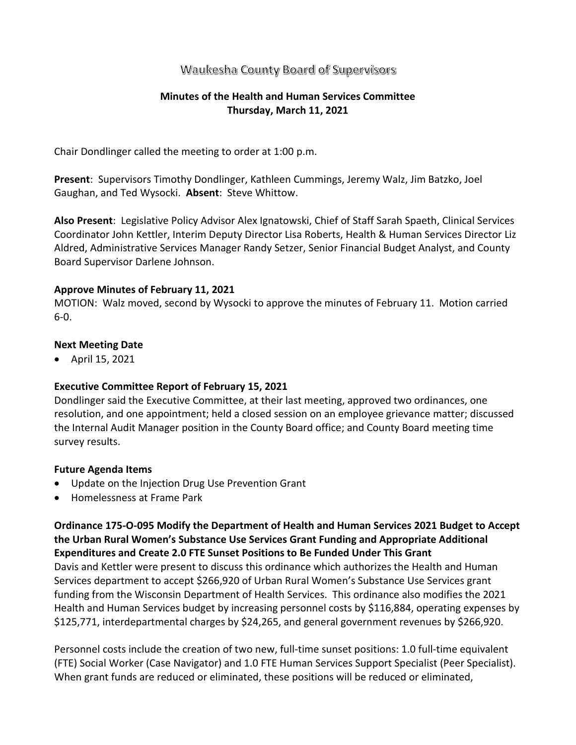# Waukesha County Board of Supervisors

**Minutes of the Health and Human Services Committee**
**Thursday, March 11, 2021**

Chair Dondlinger called the meeting to order at 1:00 p.m.

**Present**: Supervisors Timothy Dondlinger, Kathleen Cummings, Jeremy Walz, Jim Batzko, Joel Gaughan, and Ted Wysocki. **Absent**: Steve Whittow.

**Also Present**: Legislative Policy Advisor Alex Ignatowski, Chief of Staff Sarah Spaeth, Clinical Services Coordinator John Kettler, Interim Deputy Director Lisa Roberts, Health & Human Services Director Liz Aldred, Administrative Services Manager Randy Setzer, Senior Financial Budget Analyst, and County Board Supervisor Darlene Johnson.

**Approve Minutes of February 11, 2021**
MOTION: Walz moved, second by Wysocki to approve the minutes of February 11. Motion carried 6-0.

**Next Meeting Date**

- April 15, 2021

**Executive Committee Report of February 15, 2021**
Dondlinger said the Executive Committee, at their last meeting, approved two ordinances, one resolution, and one appointment; held a closed session on an employee grievance matter; discussed the Internal Audit Manager position in the County Board office; and County Board meeting time survey results.

**Future Agenda Items**

- Update on the Injection Drug Use Prevention Grant
- Homelessness at Frame Park

**Ordinance 175-O-095 Modify the Department of Health and Human Services 2021 Budget to Accept the Urban Rural Women's Substance Use Services Grant Funding and Appropriate Additional Expenditures and Create 2.0 FTE Sunset Positions to Be Funded Under This Grant**
Davis and Kettler were present to discuss this ordinance which authorizes the Health and Human Services department to accept $266,920 of Urban Rural Women's Substance Use Services grant funding from the Wisconsin Department of Health Services. This ordinance also modifies the 2021 Health and Human Services budget by increasing personnel costs by $116,884, operating expenses by $125,771, interdepartmental charges by $24,265, and general government revenues by $266,920.

Personnel costs include the creation of two new, full-time sunset positions: 1.0 full-time equivalent (FTE) Social Worker (Case Navigator) and 1.0 FTE Human Services Support Specialist (Peer Specialist). When grant funds are reduced or eliminated, these positions will be reduced or eliminated,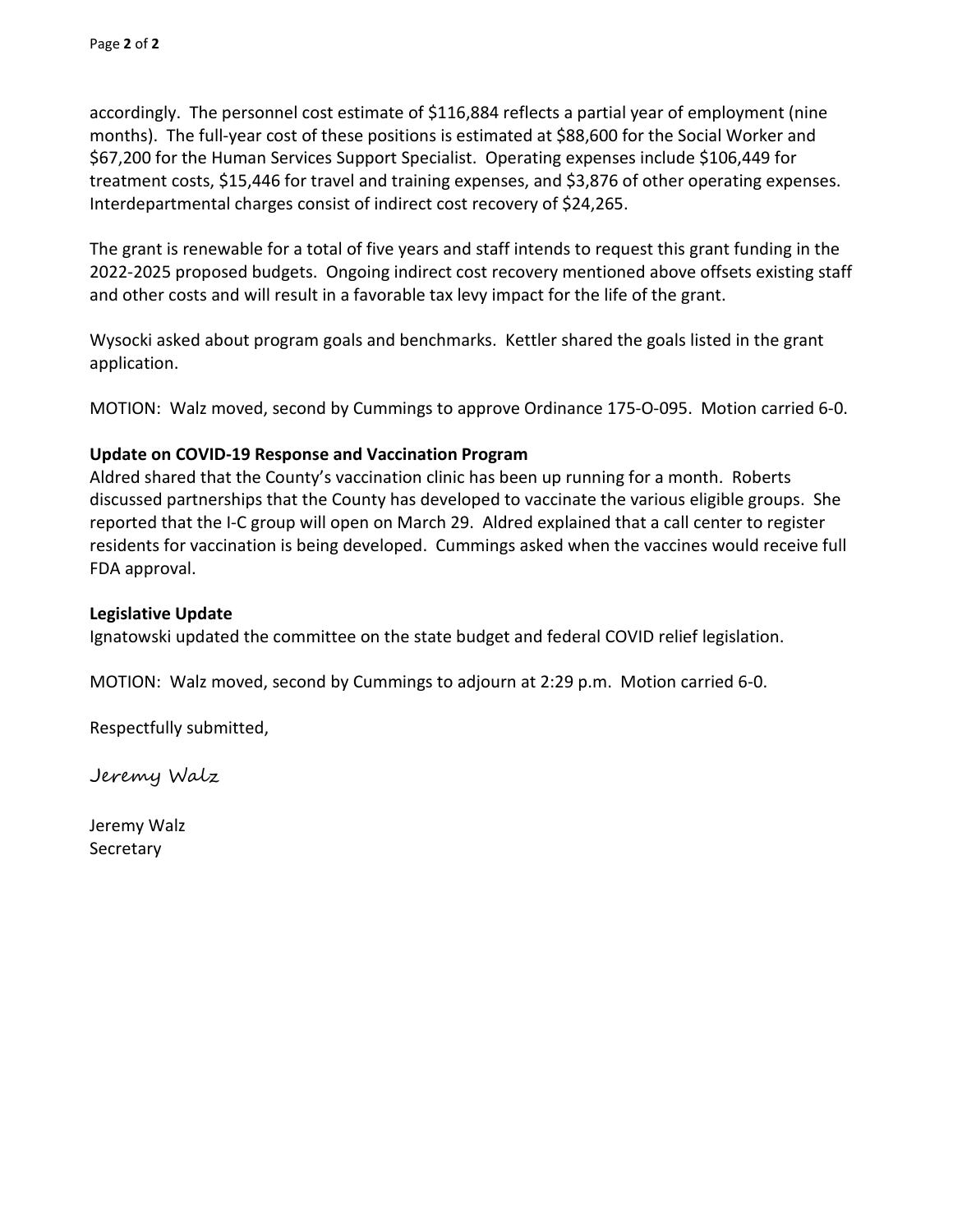accordingly. The personnel cost estimate of $116,884 reflects a partial year of employment (nine months). The full-year cost of these positions is estimated at $88,600 for the Social Worker and $67,200 for the Human Services Support Specialist. Operating expenses include $106,449 for treatment costs, $15,446 for travel and training expenses, and $3,876 of other operating expenses. Interdepartmental charges consist of indirect cost recovery of $24,265.

The grant is renewable for a total of five years and staff intends to request this grant funding in the 2022-2025 proposed budgets. Ongoing indirect cost recovery mentioned above offsets existing staff and other costs and will result in a favorable tax levy impact for the life of the grant.

Wysocki asked about program goals and benchmarks. Kettler shared the goals listed in the grant application.

MOTION: Walz moved, second by Cummings to approve Ordinance 175-O-095. Motion carried 6-0.

**Update on COVID-19 Response and Vaccination Program**

Aldred shared that the County's vaccination clinic has been up running for a month. Roberts discussed partnerships that the County has developed to vaccinate the various eligible groups. She reported that the I-C group will open on March 29. Aldred explained that a call center to register residents for vaccination is being developed. Cummings asked when the vaccines would receive full FDA approval.

**Legislative Update**

Ignatowski updated the committee on the state budget and federal COVID relief legislation.

MOTION: Walz moved, second by Cummings to adjourn at 2:29 p.m. Motion carried 6-0.

Respectfully submitted,

*Jeremy Walz*

Jeremy Walz
Secretary